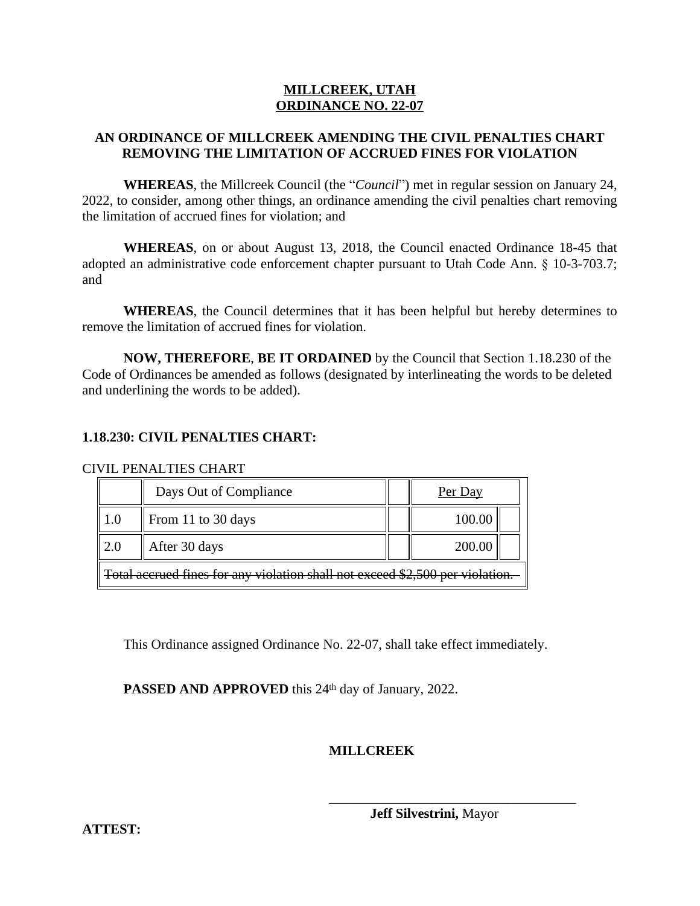**MILLCREEK, UTAH**
**ORDINANCE NO. 22-07**

**AN ORDINANCE OF MILLCREEK AMENDING THE CIVIL PENALTIES CHART REMOVING THE LIMITATION OF ACCRUED FINES FOR VIOLATION**

**WHEREAS**, the Millcreek Council (the "*Council*") met in regular session on January 24, 2022, to consider, among other things, an ordinance amending the civil penalties chart removing the limitation of accrued fines for violation; and

**WHEREAS**, on or about August 13, 2018, the Council enacted Ordinance 18-45 that adopted an administrative code enforcement chapter pursuant to Utah Code Ann. § 10-3-703.7; and

**WHEREAS**, the Council determines that it has been helpful but hereby determines to remove the limitation of accrued fines for violation.

**NOW, THEREFORE**, **BE IT ORDAINED** by the Council that Section 1.18.230 of the Code of Ordinances be amended as follows (designated by interlineating the words to be deleted and underlining the words to be added).

**1.18.230: CIVIL PENALTIES CHART:**

CIVIL PENALTIES CHART

| | Days Out of Compliance | | Per Day | |
|---|---|---|---|---|
| 1.0 | From 11 to 30 days | | 100.00 | |
| 2.0 | After 30 days | | 200.00 | |
| ~~Total accrued fines for any violation shall not exceed $2,500 per violation.~~ | | | | |

This Ordinance assigned Ordinance No. 22-07, shall take effect immediately.

**PASSED AND APPROVED** this 24th day of January, 2022.

**MILLCREEK**

\_\_\_\_\_\_\_\_\_\_\_\_\_\_\_\_\_\_\_\_\_\_\_\_\_\_\_\_\_\_\_\_\_\_\_\_

**Jeff Silvestrini,** Mayor

**ATTEST:**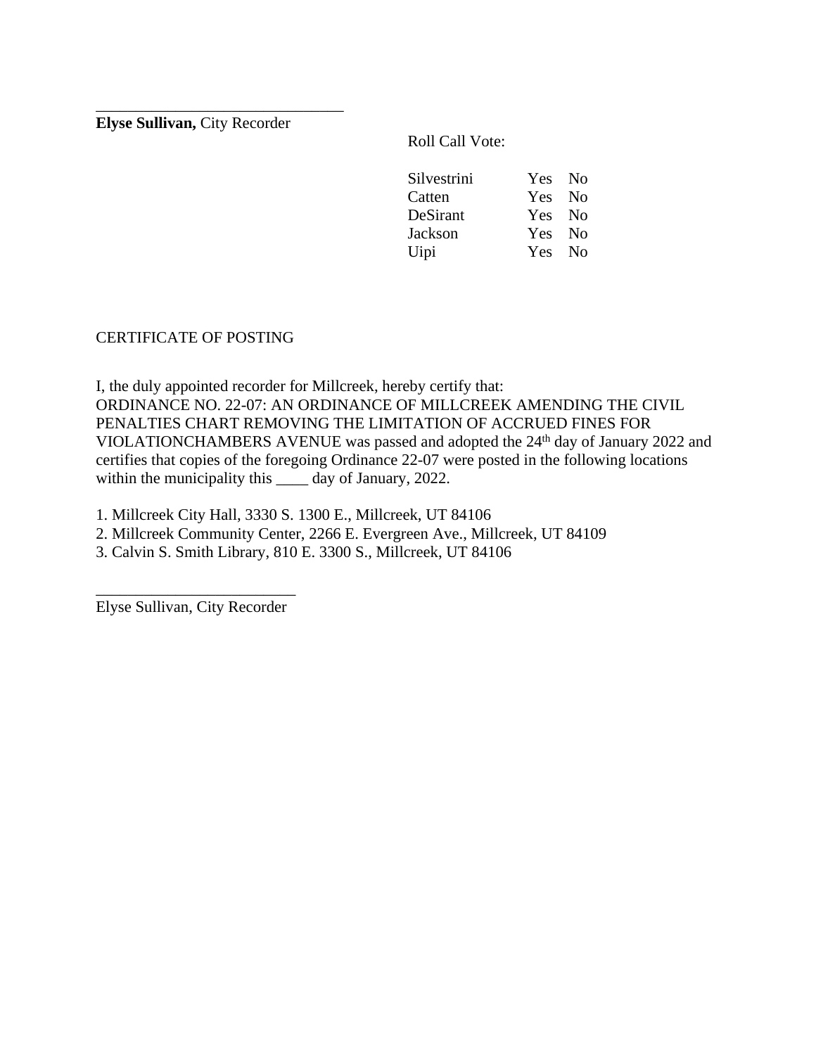\_\_\_\_\_\_\_\_\_\_\_\_\_\_\_\_\_\_\_\_\_\_\_\_\_\_\_\_\_\_\_\_
**Elyse Sullivan,** City Recorder

Roll Call Vote:

| | | |
|---|---|---|
| Silvestrini | Yes | No |
| Catten | Yes | No |
| DeSirant | Yes | No |
| Jackson | Yes | No |
| Uipi | Yes | No |

CERTIFICATE OF POSTING

I, the duly appointed recorder for Millcreek, hereby certify that:
ORDINANCE NO. 22-07: AN ORDINANCE OF MILLCREEK AMENDING THE CIVIL PENALTIES CHART REMOVING THE LIMITATION OF ACCRUED FINES FOR VIOLATIONCHAMBERS AVENUE was passed and adopted the 24th day of January 2022 and certifies that copies of the foregoing Ordinance 22-07 were posted in the following locations within the municipality this ____ day of January, 2022.

1. Millcreek City Hall, 3330 S. 1300 E., Millcreek, UT 84106
2. Millcreek Community Center, 2266 E. Evergreen Ave., Millcreek, UT 84109
3. Calvin S. Smith Library, 810 E. 3300 S., Millcreek, UT 84106

\_\_\_\_\_\_\_\_\_\_\_\_\_\_\_\_\_\_\_\_\_\_\_\_\_\_
Elyse Sullivan, City Recorder